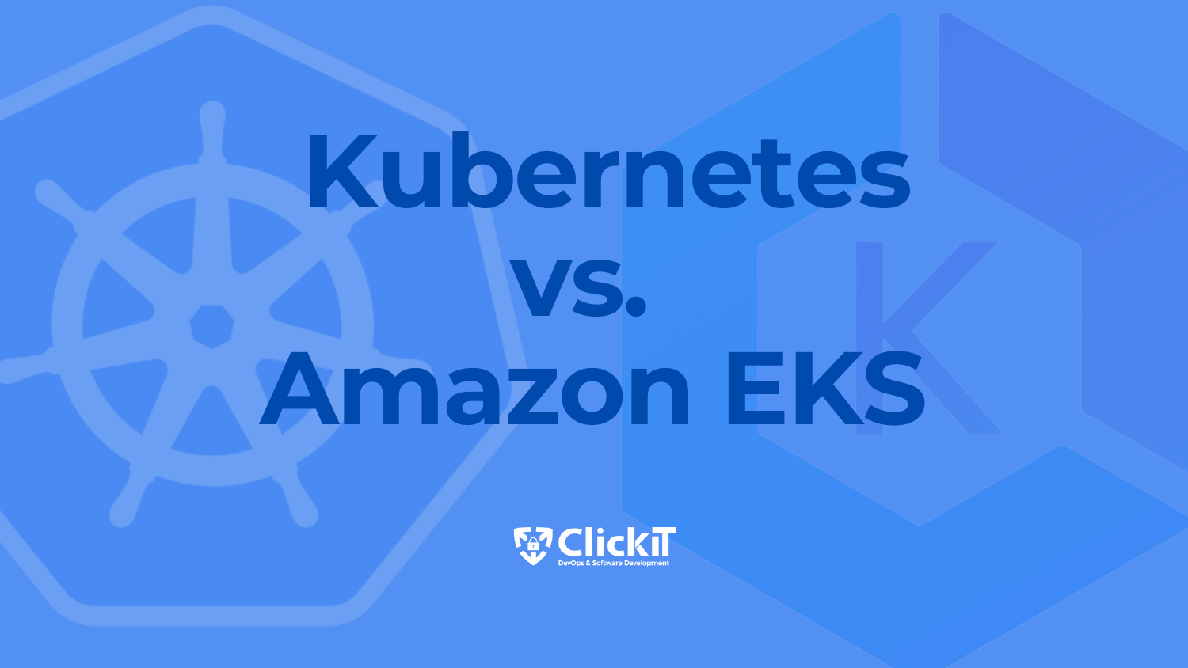# Kubernetes vs. Amazon EKS

ClickIT
DevOps & Software Development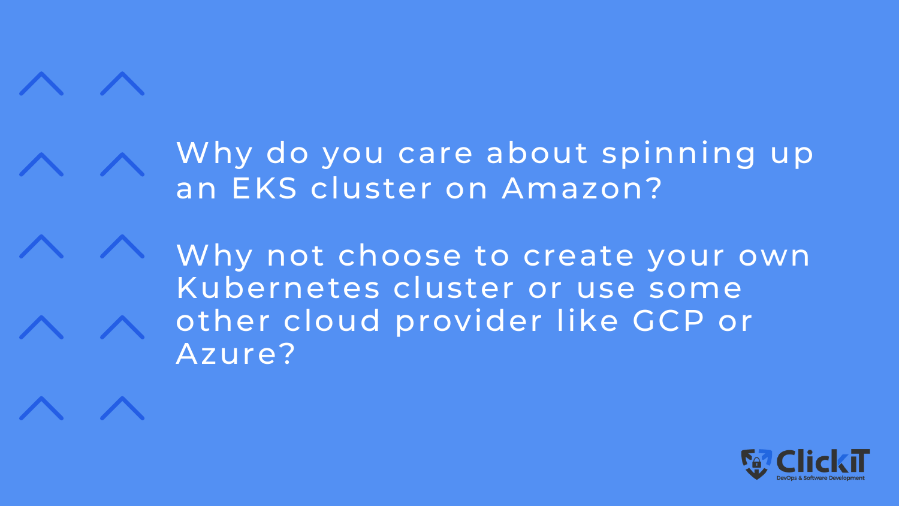Why do you care about spinning up an EKS cluster on Amazon?

Why not choose to create your own Kubernetes cluster or use some other cloud provider like GCP or Azure?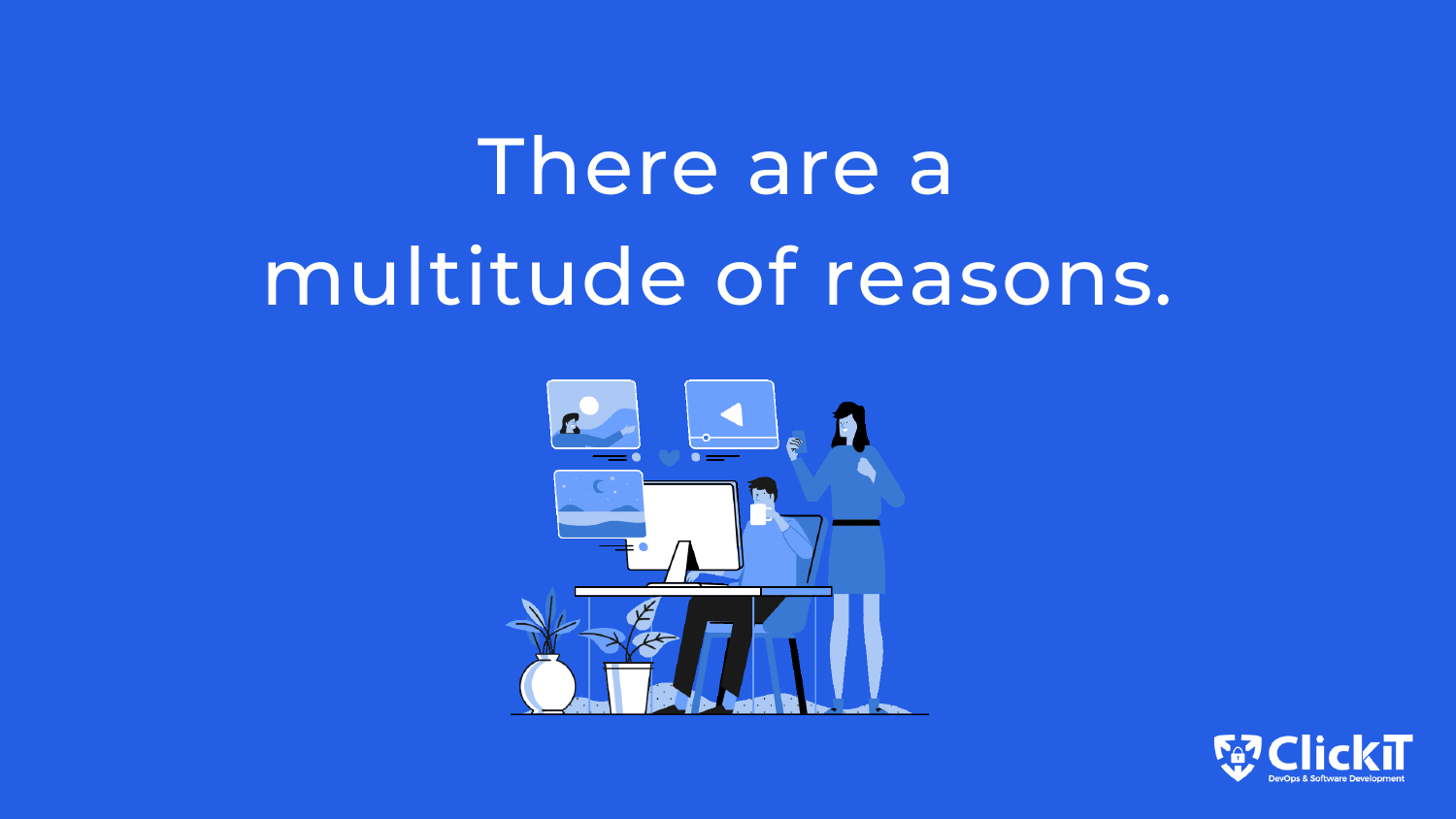# There are a multitude of reasons.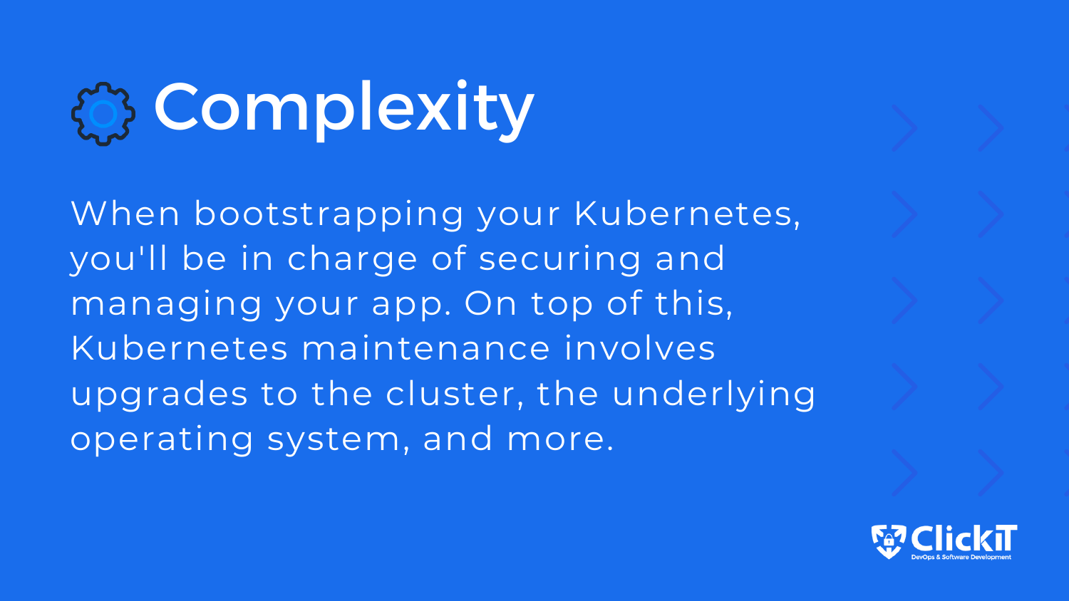# Complexity

When bootstrapping your Kubernetes, you'll be in charge of securing and managing your app. On top of this, Kubernetes maintenance involves upgrades to the cluster, the underlying operating system, and more.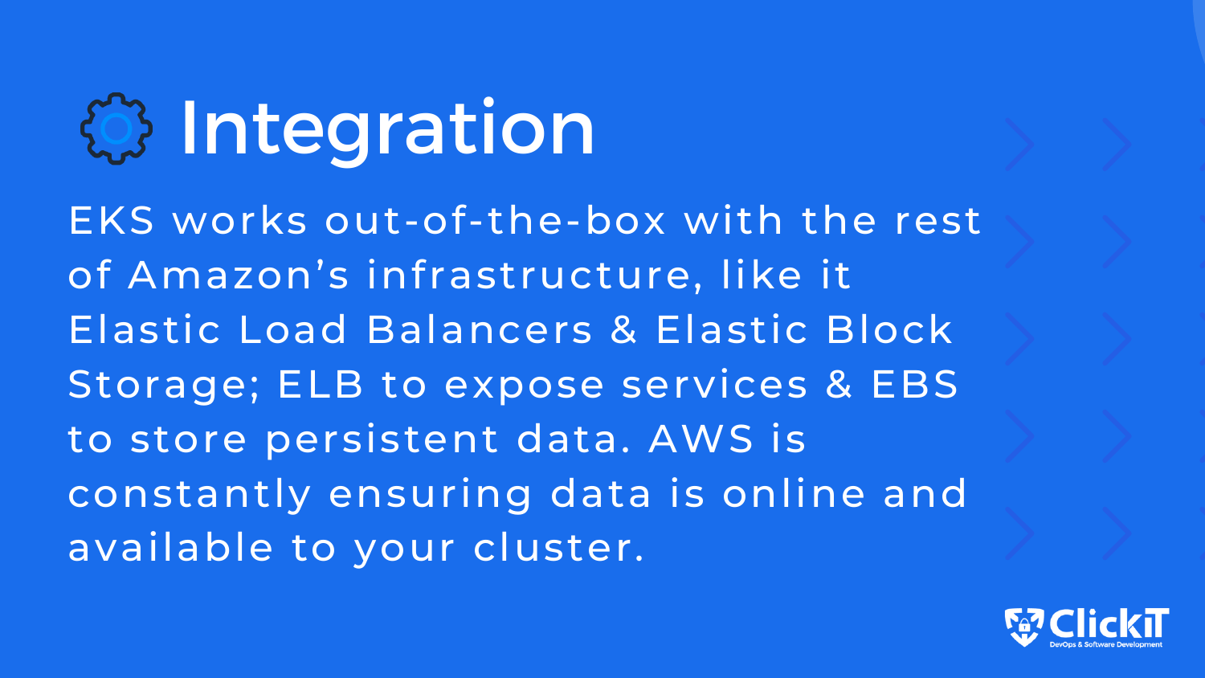# Integration

EKS works out-of-the-box with the rest of Amazon’s infrastructure, like it Elastic Load Balancers & Elastic Block Storage; ELB to expose services & EBS to store persistent data. AWS is constantly ensuring data is online and available to your cluster.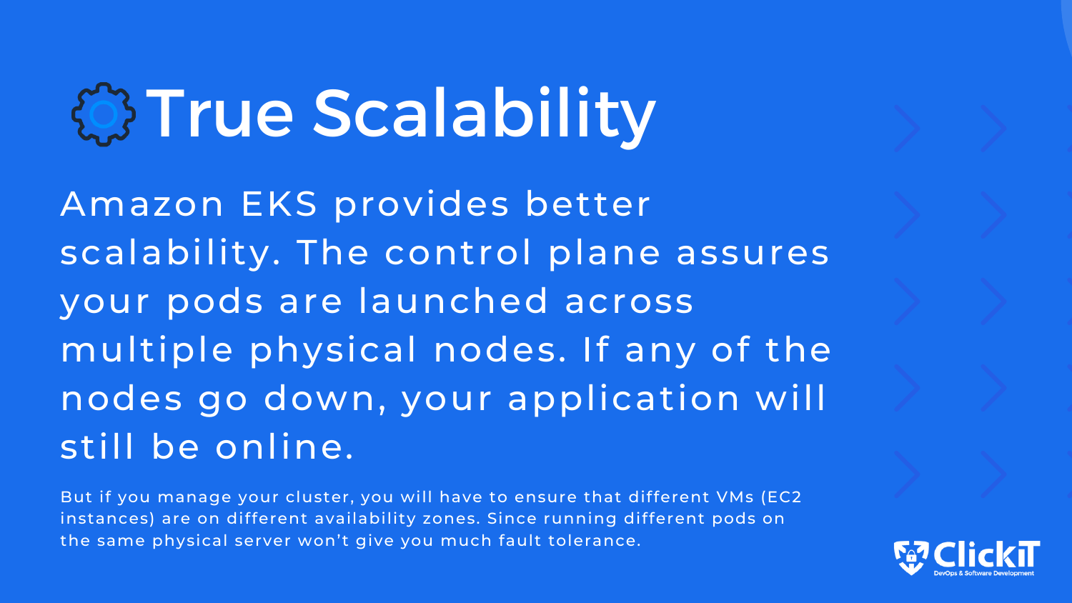# True Scalability

Amazon EKS provides better scalability. The control plane assures your pods are launched across multiple physical nodes. If any of the nodes go down, your application will still be online.

But if you manage your cluster, you will have to ensure that different VMs (EC2 instances) are on different availability zones. Since running different pods on the same physical server won't give you much fault tolerance.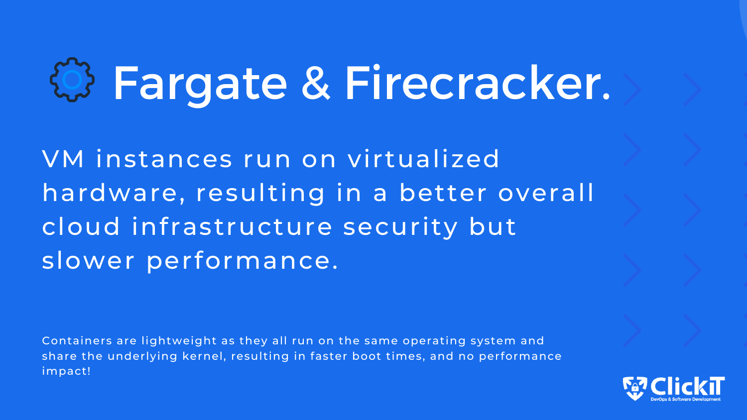# Fargate & Firecracker.

VM instances run on virtualized hardware, resulting in a better overall cloud infrastructure security but slower performance.

Containers are lightweight as they all run on the same operating system and share the underlying kernel, resulting in faster boot times, and no performance impact!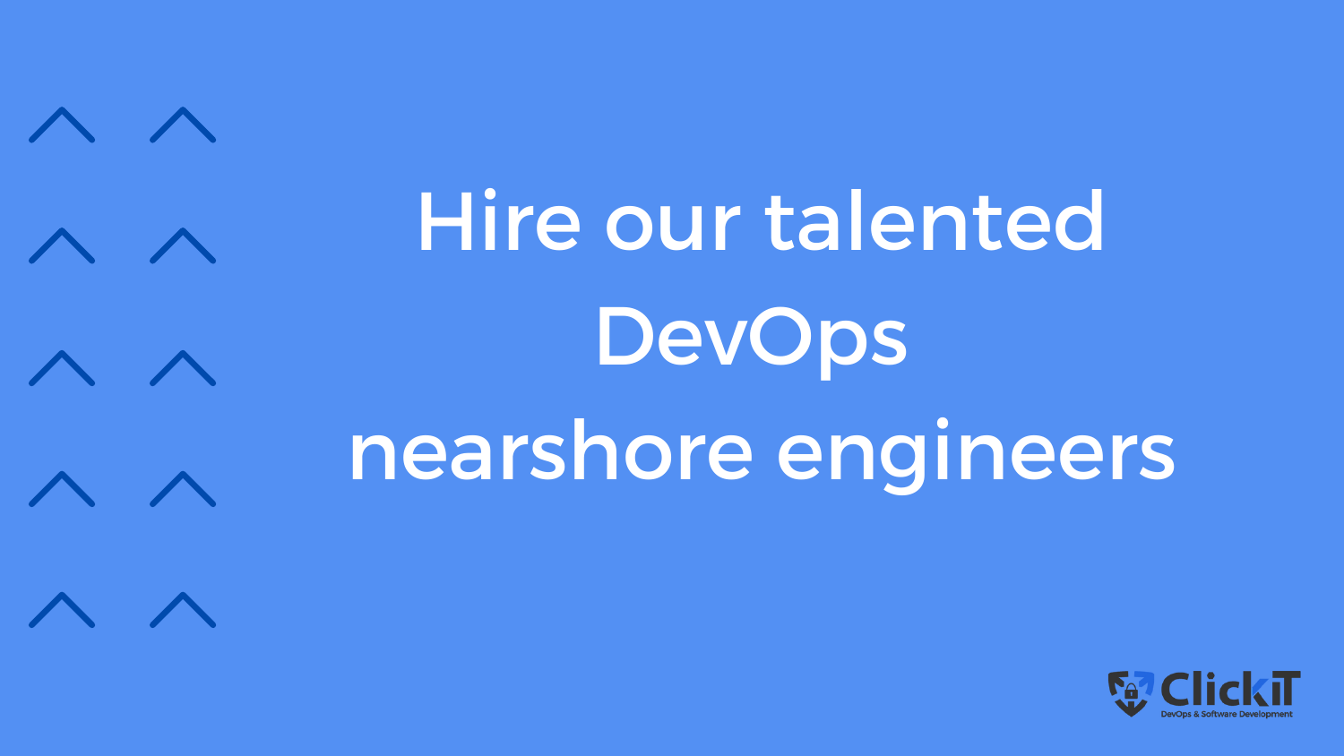# Hire our talented DevOps nearshore engineers

ClickIT
DevOps & Software Development